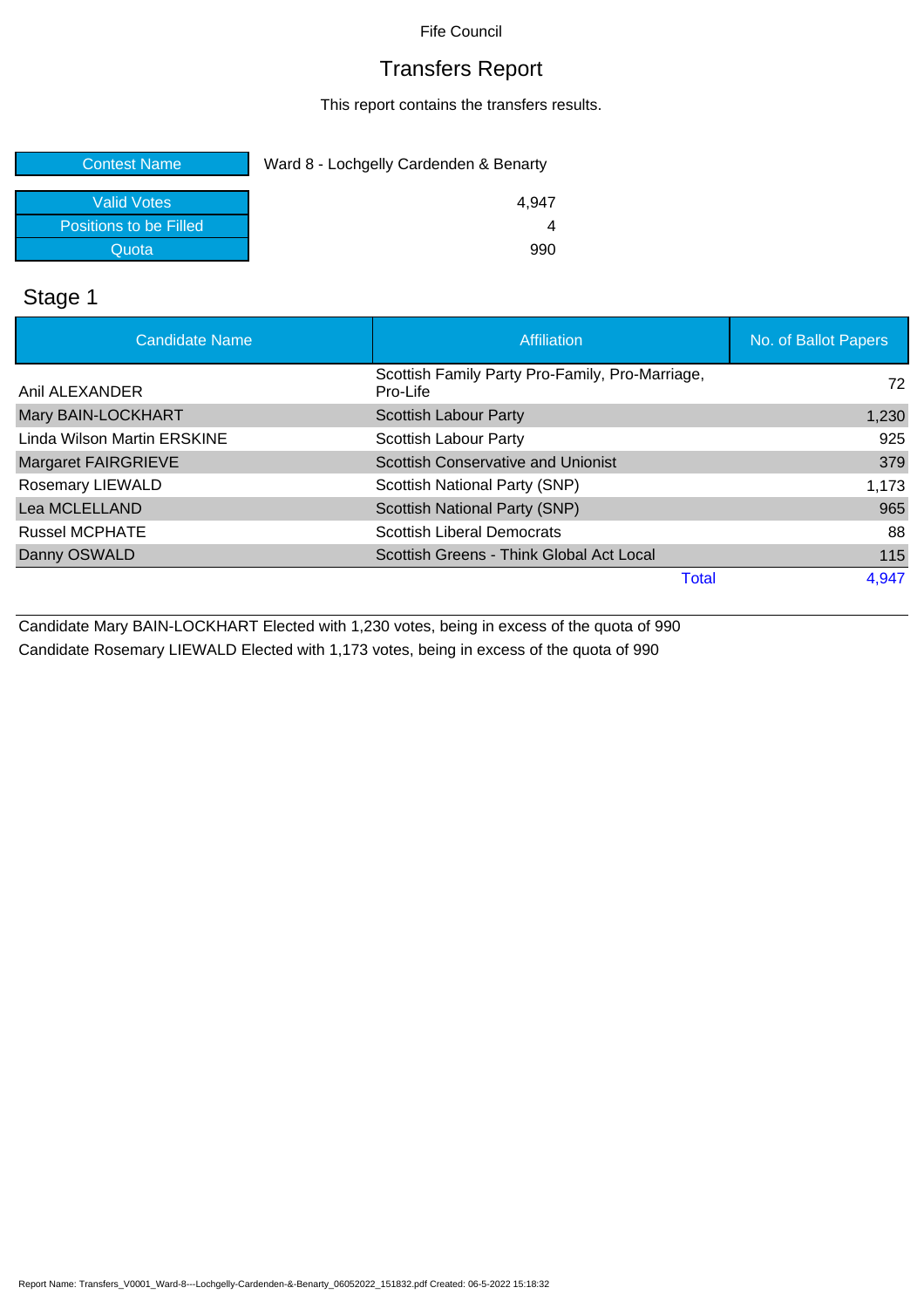Fife Council

# Transfers Report

This report contains the transfers results.

| Contest Name | Ward 8 - Lochgelly Cardenden & Benarty |
|---|---|
| Valid Votes | 4,947 |
| Positions to be Filled | 4 |
| Quota | 990 |

## Stage 1

| Candidate Name | Affiliation | No. of Ballot Papers |
|---|---|---|
| Anil ALEXANDER | Scottish Family Party Pro-Family, Pro-Marriage, Pro-Life | 72 |
| Mary BAIN-LOCKHART | Scottish Labour Party | 1,230 |
| Linda Wilson Martin ERSKINE | Scottish Labour Party | 925 |
| Margaret FAIRGRIEVE | Scottish Conservative and Unionist | 379 |
| Rosemary LIEWALD | Scottish National Party (SNP) | 1,173 |
| Lea MCLELLAND | Scottish National Party (SNP) | 965 |
| Russel MCPHATE | Scottish Liberal Democrats | 88 |
| Danny OSWALD | Scottish Greens - Think Global Act Local | 115 |
| | Total | 4,947 |

Candidate Mary BAIN-LOCKHART Elected with 1,230 votes, being in excess of the quota of 990

Candidate Rosemary LIEWALD Elected with 1,173 votes, being in excess of the quota of 990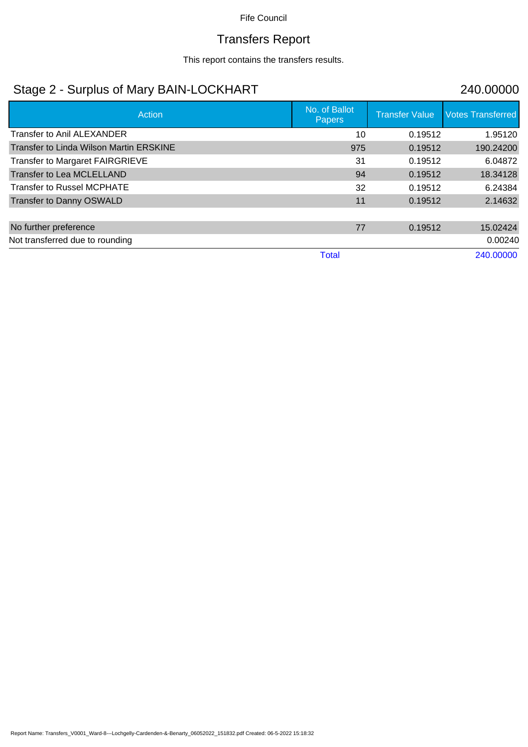# Fife Council

## Transfers Report

This report contains the transfers results.

## Stage 2 - Surplus of Mary BAIN-LOCKHART 240.00000

| Action | No. of Ballot Papers | Transfer Value | Votes Transferred |
|---|---|---|---|
| Transfer to Anil ALEXANDER | 10 | 0.19512 | 1.95120 |
| Transfer to Linda Wilson Martin ERSKINE | 975 | 0.19512 | 190.24200 |
| Transfer to Margaret FAIRGRIEVE | 31 | 0.19512 | 6.04872 |
| Transfer to Lea MCLELLAND | 94 | 0.19512 | 18.34128 |
| Transfer to Russel MCPHATE | 32 | 0.19512 | 6.24384 |
| Transfer to Danny OSWALD | 11 | 0.19512 | 2.14632 |
| | | | |
| No further preference | 77 | 0.19512 | 15.02424 |
| Not transferred due to rounding | | | 0.00240 |
| | Total | | 240.00000 |

Report Name: Transfers_V0001_Ward-8---Lochgelly-Cardenden-&-Benarty_06052022_151832.pdf Created: 06-5-2022 15:18:32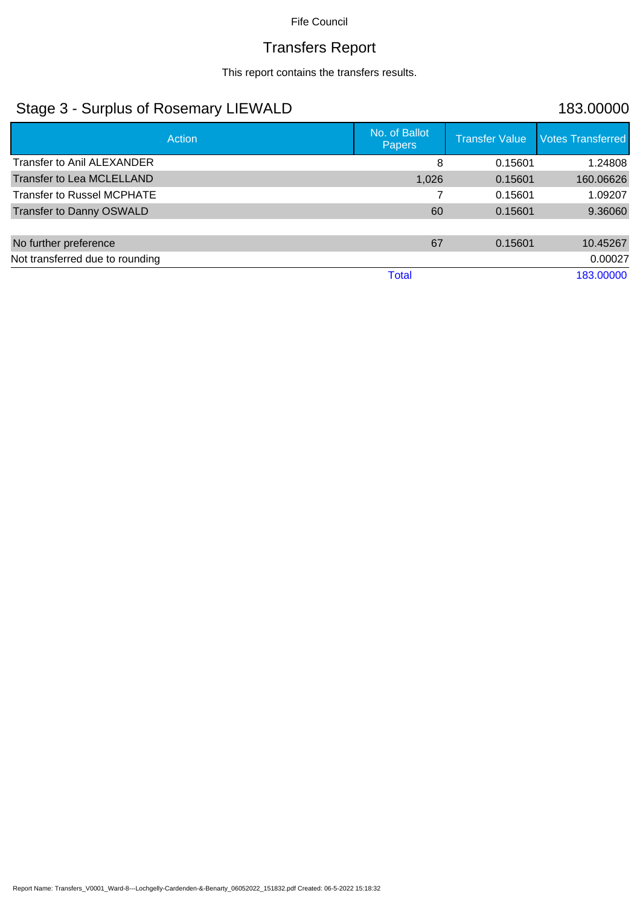Fife Council

# Transfers Report

This report contains the transfers results.

## Stage 3 - Surplus of Rosemary LIEWALD

183.00000

| Action | No. of Ballot Papers | Transfer Value | Votes Transferred |
|---|---|---|---|
| Transfer to Anil ALEXANDER | 8 | 0.15601 | 1.24808 |
| Transfer to Lea MCLELLAND | 1,026 | 0.15601 | 160.06626 |
| Transfer to Russel MCPHATE | 7 | 0.15601 | 1.09207 |
| Transfer to Danny OSWALD | 60 | 0.15601 | 9.36060 |
| | | | |
| No further preference | 67 | 0.15601 | 10.45267 |
| Not transferred due to rounding | | | 0.00027 |
| | Total | | 183.00000 |

Report Name: Transfers_V0001_Ward-8---Lochgelly-Cardenden-&-Benarty_06052022_151832.pdf Created: 06-5-2022 15:18:32